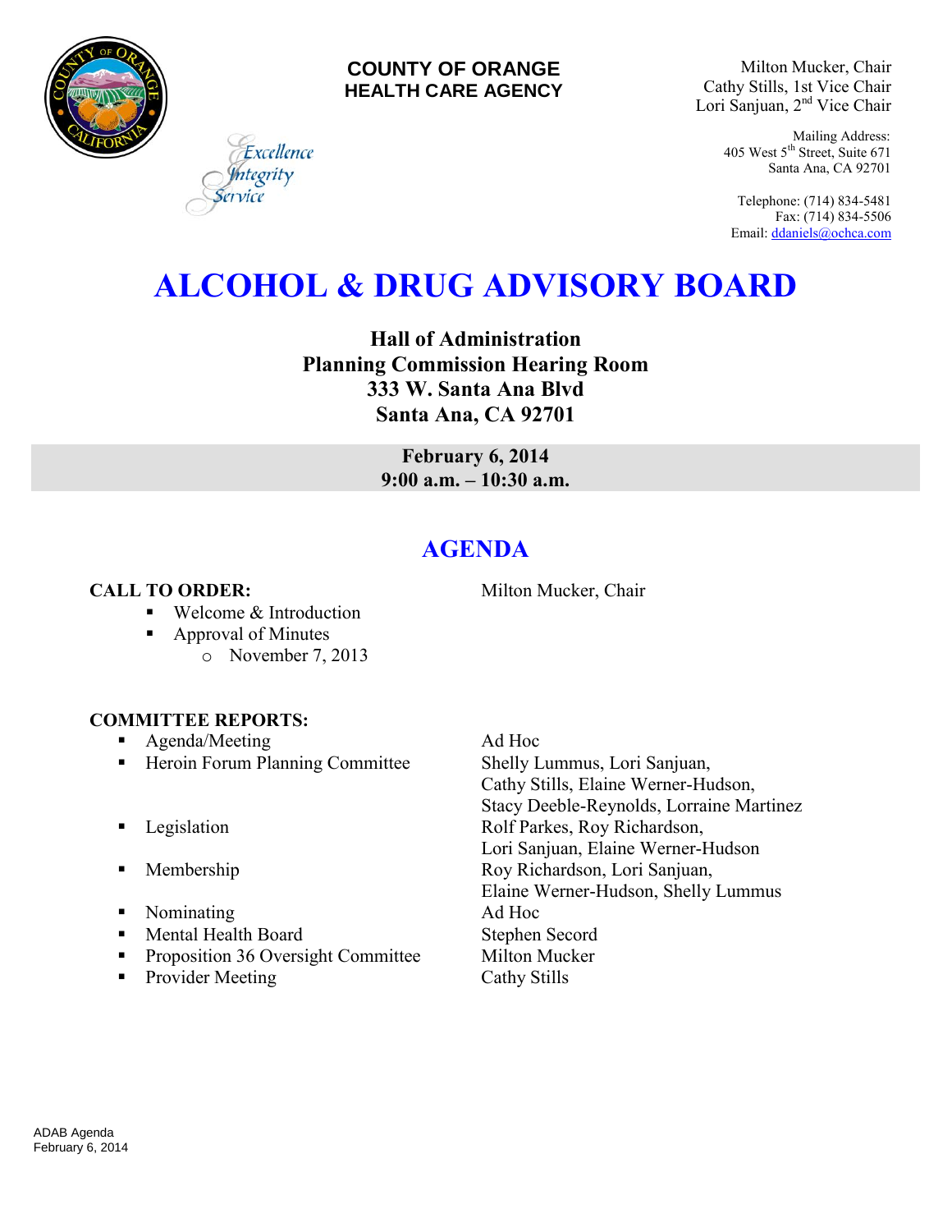**COUNTY OF ORANGE**
**HEALTH CARE AGENCY**

*Excellence*
*Integrity*
*Service*

Milton Mucker, Chair
Cathy Stills, 1st Vice Chair
Lori Sanjuan, 2nd Vice Chair

Mailing Address:
405 West 5th Street, Suite 671
Santa Ana, CA 92701

Telephone: (714) 834-5481
Fax: (714) 834-5506
Email: ddaniels@ochca.com

# ALCOHOL & DRUG ADVISORY BOARD

**Hall of Administration**
**Planning Commission Hearing Room**
**333 W. Santa Ana Blvd**
**Santa Ana, CA 92701**

**February 6, 2014**
**9:00 a.m. – 10:30 a.m.**

## AGENDA

**CALL TO ORDER:** Milton Mucker, Chair

- Welcome & Introduction
- Approval of Minutes
  - November 7, 2013

**COMMITTEE REPORTS:**

- Agenda/Meeting — Ad Hoc
- Heroin Forum Planning Committee — Shelly Lummus, Lori Sanjuan, Cathy Stills, Elaine Werner-Hudson, Stacy Deeble-Reynolds, Lorraine Martinez
- Legislation — Rolf Parkes, Roy Richardson, Lori Sanjuan, Elaine Werner-Hudson
- Membership — Roy Richardson, Lori Sanjuan, Elaine Werner-Hudson, Shelly Lummus
- Nominating — Ad Hoc
- Mental Health Board — Stephen Secord
- Proposition 36 Oversight Committee — Milton Mucker
- Provider Meeting — Cathy Stills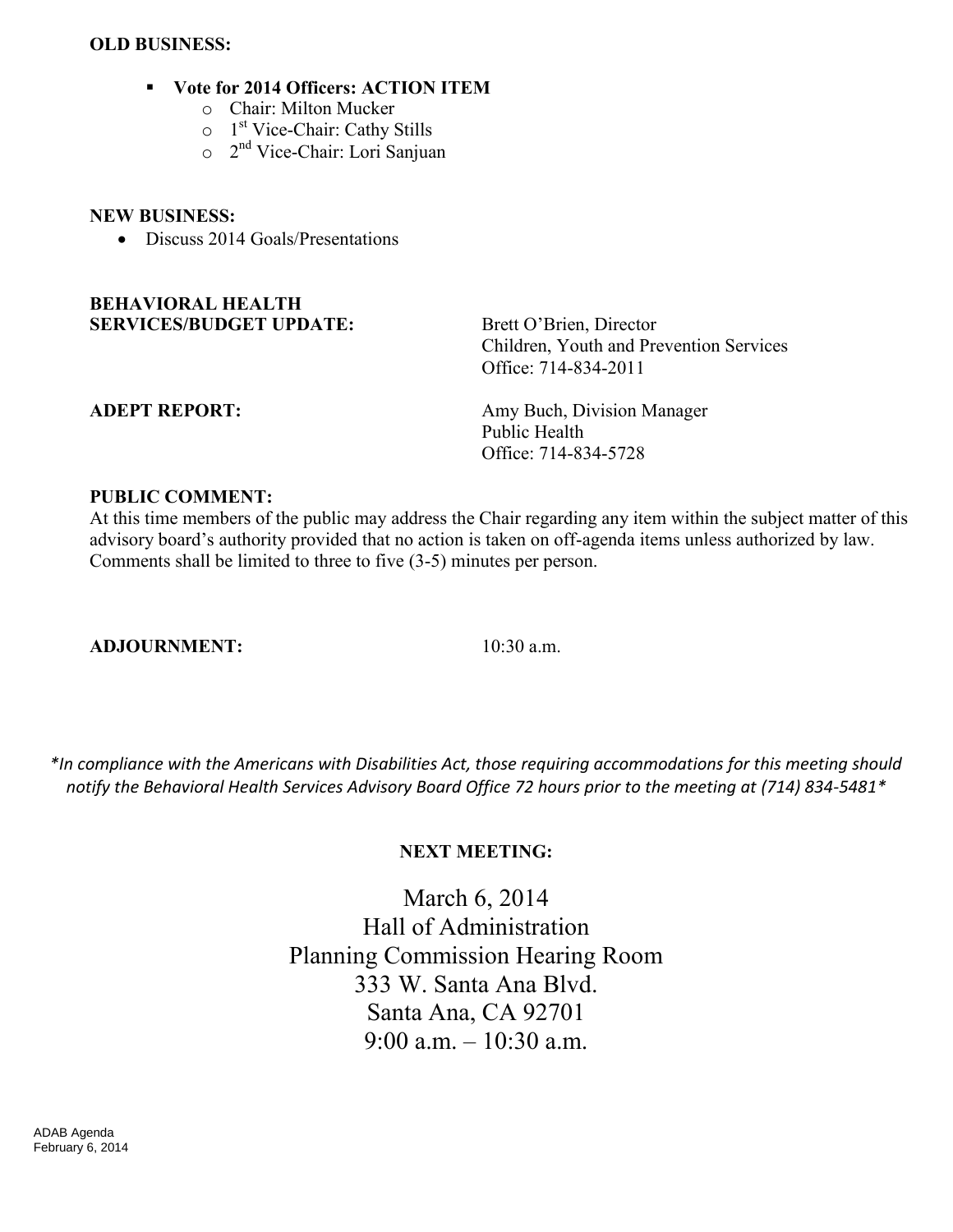**OLD BUSINESS:**

- **Vote for 2014 Officers: ACTION ITEM**
  - Chair: Milton Mucker
  - 1st Vice-Chair: Cathy Stills
  - 2nd Vice-Chair: Lori Sanjuan

**NEW BUSINESS:**

- Discuss 2014 Goals/Presentations

**BEHAVIORAL HEALTH SERVICES/BUDGET UPDATE:** Brett O'Brien, Director
Children, Youth and Prevention Services
Office: 714-834-2011

**ADEPT REPORT:** Amy Buch, Division Manager
Public Health
Office: 714-834-5728

**PUBLIC COMMENT:**
At this time members of the public may address the Chair regarding any item within the subject matter of this advisory board's authority provided that no action is taken on off-agenda items unless authorized by law. Comments shall be limited to three to five (3-5) minutes per person.

**ADJOURNMENT:** 10:30 a.m.

*In compliance with the Americans with Disabilities Act, those requiring accommodations for this meeting should notify the Behavioral Health Services Advisory Board Office 72 hours prior to the meeting at (714) 834-5481*

**NEXT MEETING:**

March 6, 2014
Hall of Administration
Planning Commission Hearing Room
333 W. Santa Ana Blvd.
Santa Ana, CA 92701
9:00 a.m. – 10:30 a.m.